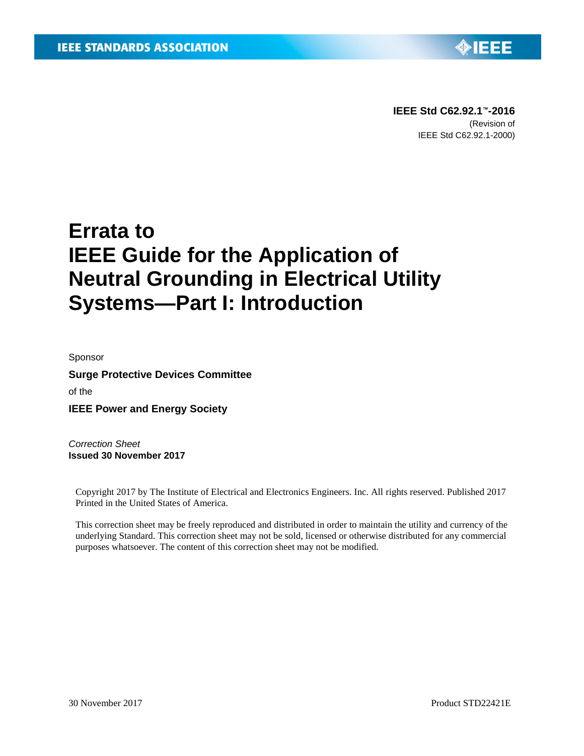IEEE STANDARDS ASSOCIATION

**IEEE Std C62.92.1™-2016**
(Revision of
IEEE Std C62.92.1-2000)

# Errata to IEEE Guide for the Application of Neutral Grounding in Electrical Utility Systems—Part I: Introduction

Sponsor

**Surge Protective Devices Committee**

of the

**IEEE Power and Energy Society**

*Correction Sheet*
**Issued 30 November 2017**

Copyright 2017 by The Institute of Electrical and Electronics Engineers. Inc. All rights reserved. Published 2017 Printed in the United States of America.

This correction sheet may be freely reproduced and distributed in order to maintain the utility and currency of the underlying Standard. This correction sheet may not be sold, licensed or otherwise distributed for any commercial purposes whatsoever. The content of this correction sheet may not be modified.

30 November 2017 Product STD22421E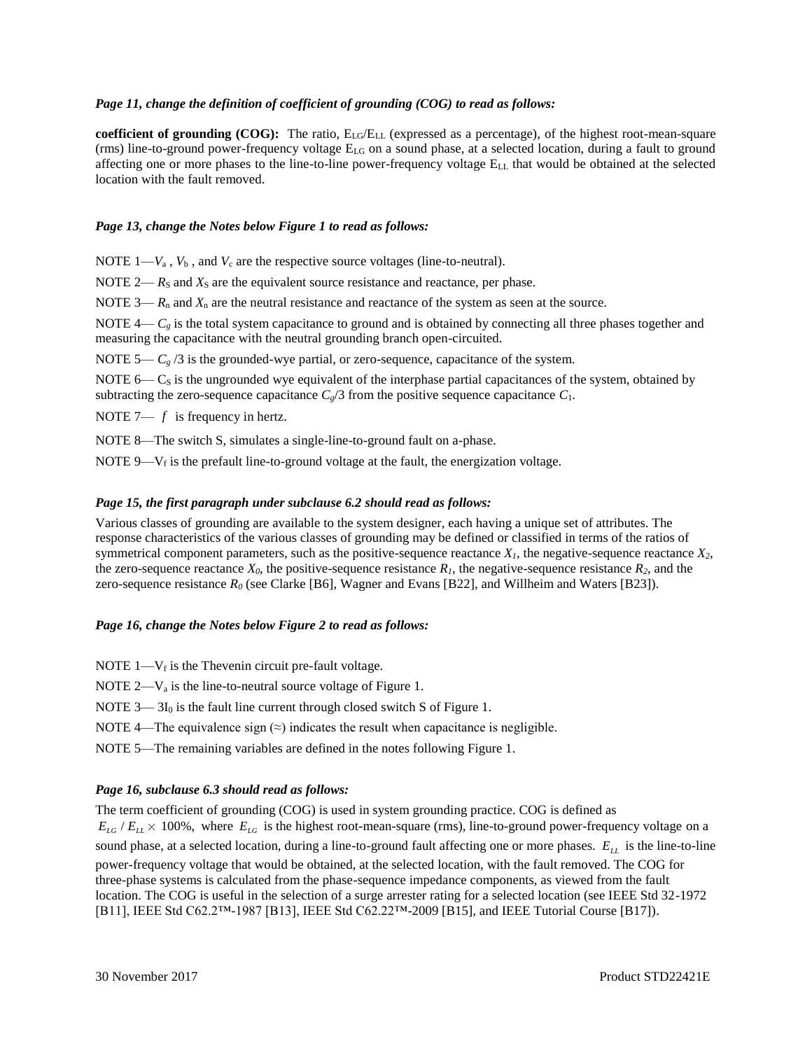***Page 11, change the definition of coefficient of grounding (COG) to read as follows:***

**coefficient of grounding (COG):** The ratio, $E_{LG}/E_{LL}$ (expressed as a percentage), of the highest root-mean-square (rms) line-to-ground power-frequency voltage $E_{LG}$ on a sound phase, at a selected location, during a fault to ground affecting one or more phases to the line-to-line power-frequency voltage $E_{LL}$ that would be obtained at the selected location with the fault removed.

***Page 13, change the Notes below Figure 1 to read as follows:***

NOTE 1—$V_a$ , $V_b$ , and $V_c$ are the respective source voltages (line-to-neutral).

NOTE 2— $R_S$ and $X_S$ are the equivalent source resistance and reactance, per phase.

NOTE 3— $R_n$ and $X_n$ are the neutral resistance and reactance of the system as seen at the source.

NOTE 4— $C_g$ is the total system capacitance to ground and is obtained by connecting all three phases together and measuring the capacitance with the neutral grounding branch open-circuited.

NOTE 5— $C_g$ /3 is the grounded-wye partial, or zero-sequence, capacitance of the system.

NOTE 6— $C_S$ is the ungrounded wye equivalent of the interphase partial capacitances of the system, obtained by subtracting the zero-sequence capacitance $C_g/3$ from the positive sequence capacitance $C_1$.

NOTE 7— $f$ is frequency in hertz.

NOTE 8—The switch S, simulates a single-line-to-ground fault on a-phase.

NOTE 9—$V_f$ is the prefault line-to-ground voltage at the fault, the energization voltage.

***Page 15, the first paragraph under subclause 6.2 should read as follows:***

Various classes of grounding are available to the system designer, each having a unique set of attributes. The response characteristics of the various classes of grounding may be defined or classified in terms of the ratios of symmetrical component parameters, such as the positive-sequence reactance $X_1$, the negative-sequence reactance $X_2$, the zero-sequence reactance $X_0$, the positive-sequence resistance $R_1$, the negative-sequence resistance $R_2$, and the zero-sequence resistance $R_0$ (see Clarke [B6], Wagner and Evans [B22], and Willheim and Waters [B23]).

***Page 16, change the Notes below Figure 2 to read as follows:***

NOTE 1—$V_f$ is the Thevenin circuit pre-fault voltage.

NOTE 2—$V_a$ is the line-to-neutral source voltage of Figure 1.

NOTE 3— $3I_0$ is the fault line current through closed switch S of Figure 1.

NOTE 4—The equivalence sign (≈) indicates the result when capacitance is negligible.

NOTE 5—The remaining variables are defined in the notes following Figure 1.

***Page 16, subclause 6.3 should read as follows:***

The term coefficient of grounding (COG) is used in system grounding practice. COG is defined as $E_{LG} / E_{LL} \times 100\%$, where $E_{LG}$ is the highest root-mean-square (rms), line-to-ground power-frequency voltage on a sound phase, at a selected location, during a line-to-ground fault affecting one or more phases. $E_{LL}$ is the line-to-line power-frequency voltage that would be obtained, at the selected location, with the fault removed. The COG for three-phase systems is calculated from the phase-sequence impedance components, as viewed from the fault location. The COG is useful in the selection of a surge arrester rating for a selected location (see IEEE Std 32-1972 [B11], IEEE Std C62.2™-1987 [B13], IEEE Std C62.22™-2009 [B15], and IEEE Tutorial Course [B17]).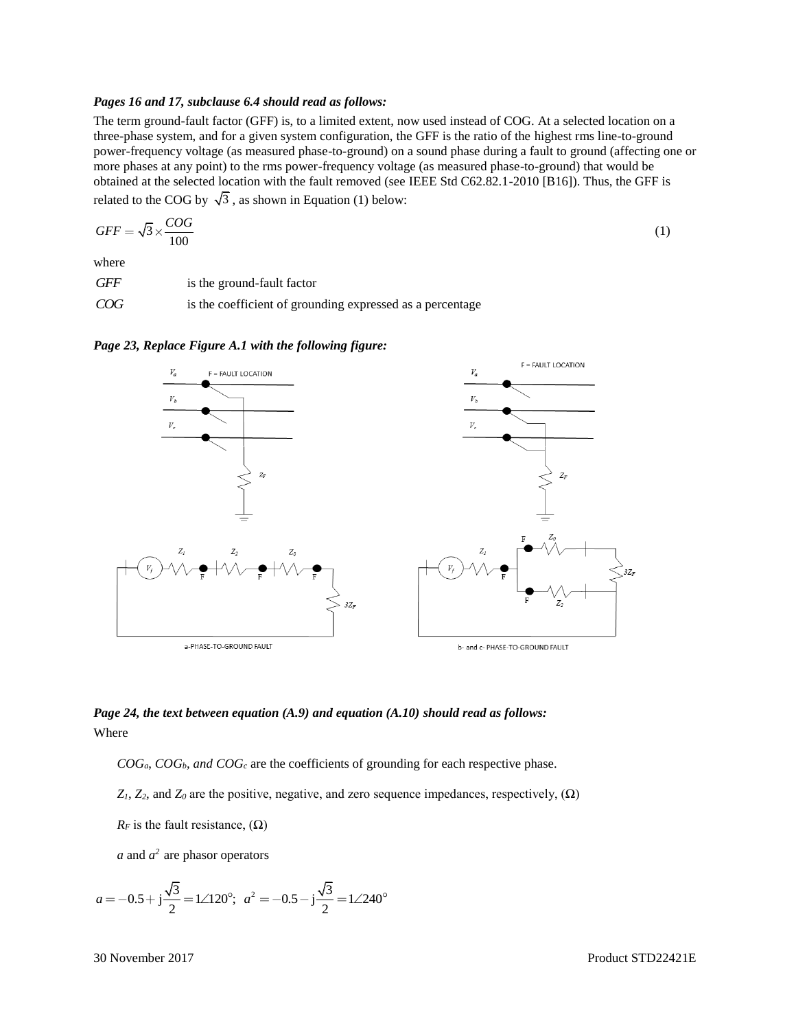***Pages 16 and 17, subclause 6.4 should read as follows:***

The term ground-fault factor (GFF) is, to a limited extent, now used instead of COG. At a selected location on a three-phase system, and for a given system configuration, the GFF is the ratio of the highest rms line-to-ground power-frequency voltage (as measured phase-to-ground) on a sound phase during a fault to ground (affecting one or more phases at any point) to the rms power-frequency voltage (as measured phase-to-ground) that would be obtained at the selected location with the fault removed (see IEEE Std C62.82.1-2010 [B16]). Thus, the GFF is related to the COG by $\sqrt{3}$, as shown in Equation (1) below:

$$GFF = \sqrt{3} \times \frac{COG}{100} \tag{1}$$

where

| | |
|---|---|
| $GFF$ | is the ground-fault factor |
| $COG$ | is the coefficient of grounding expressed as a percentage |

***Page 23, Replace Figure A.1 with the following figure:***

***Page 24, the text between equation (A.9) and equation (A.10) should read as follows:***

Where

$COG_a$, $COG_b$, *and* $COG_c$ are the coefficients of grounding for each respective phase.

$Z_1$, $Z_2$, and $Z_0$ are the positive, negative, and zero sequence impedances, respectively, ($\Omega$)

$R_F$ is the fault resistance, ($\Omega$)

$a$ and $a^2$ are phasor operators

$$a = -0.5 + \mathrm{j}\frac{\sqrt{3}}{2} = 1\angle 120^\circ; \;\; a^2 = -0.5 - \mathrm{j}\frac{\sqrt{3}}{2} = 1\angle 240^\circ$$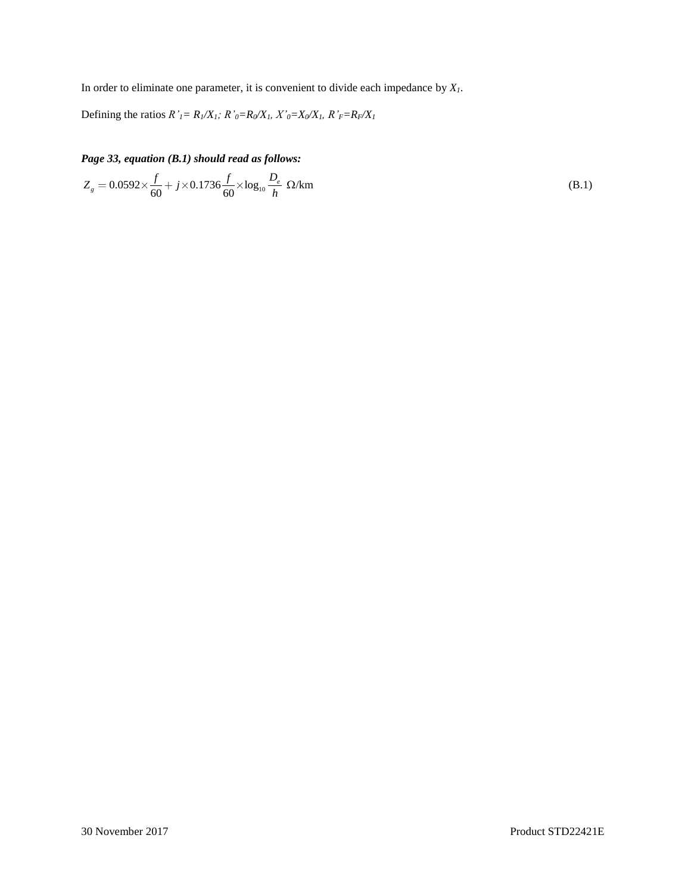In order to eliminate one parameter, it is convenient to divide each impedance by $X_1$.

Defining the ratios $R'_1 = R_1/X_1$; $R'_0 = R_0/X_1$, $X'_0 = X_0/X_1$, $R'_F = R_F/X_1$

***Page 33, equation (B.1) should read as follows:***

$$Z_g = 0.0592 \times \frac{f}{60} + j \times 0.1736 \frac{f}{60} \times \log_{10} \frac{D_e}{h} \;\; \Omega/\text{km} \tag{B.1}$$

30 November 2017 Product STD22421E